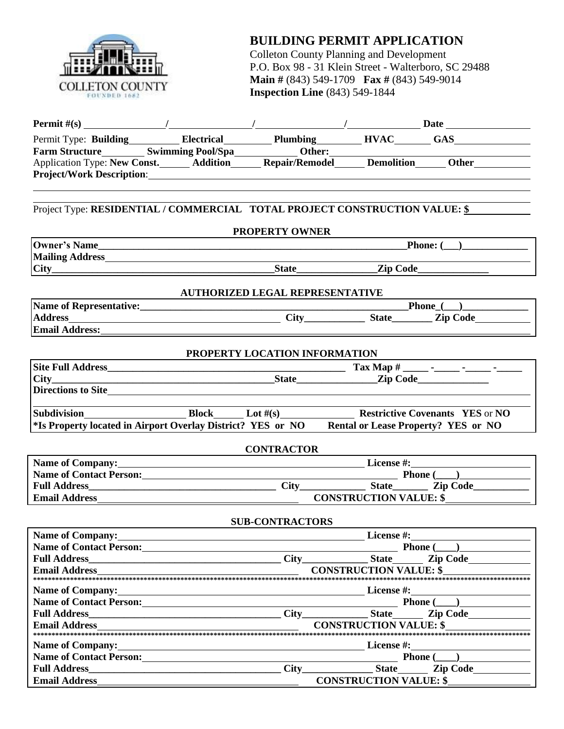# BUILDING PERMIT APPLICATION

Colleton County Planning and Development
P.O. Box 98 - 31 Klein Street - Walterboro, SC 29488
**Main #** (843) 549-1709 **Fax #** (843) 549-9014
**Inspection Line** (843) 549-1844

COLLETON COUNTY
FOUNDED 1682

**Permit #(s)** ______________ / ______________ / ______________ / ______________ **Date** ______________

Permit Type: **Building**________ **Electrical**________ **Plumbing**________ **HVAC**________ **GAS**________

**Farm Structure**________ **Swimming Pool/Spa**________ **Other:**________________

Application Type: **New Const.**______ **Addition**______ **Repair/Remodel**______ **Demolition**______ **Other**______

**Project/Work Description**: ____________________________________________

____________________________________________

____________________________________________

Project Type: **RESIDENTIAL / COMMERCIAL TOTAL PROJECT CONSTRUCTION VALUE: $**__________

## PROPERTY OWNER

**Owner's Name**____________________________________________ **Phone: (___)**______________

**Mailing Address**____________________________________________

**City**______________________________ **State**______________ **Zip Code**______________

## AUTHORIZED LEGAL REPRESENTATIVE

**Name of Representative:**______________________________________ **Phone (___)**______________

**Address**______________________________ **City**____________ **State**________ **Zip Code**__________

**Email Address:**____________________________________________

## PROPERTY LOCATION INFORMATION

**Site Full Address**______________________________________ **Tax Map #** _____ -_____ -_____ -_____

**City**______________________________ **State**______________ **Zip Code**______________

**Directions to Site**____________________________________________

____________________________________________

**Subdivision**________________ **Block**______ **Lot #(s)**______________ **Restrictive Covenants YES** or **NO**

***Is Property located in Airport Overlay District? YES or NO** **Rental or Lease Property? YES or NO**

## CONTRACTOR

**Name of Company:**______________________________________ **License #:**______________________

**Name of Contact Person:**______________________________________ **Phone (____)**______________

**Full Address**______________________________ **City**____________ **State**_______ **Zip Code**__________

**Email Address**______________________________ **CONSTRUCTION VALUE: $**______________

## SUB-CONTRACTORS

**Name of Company:**______________________________________ **License #:**______________________

**Name of Contact Person:**______________________________________ **Phone (____)**______________

**Full Address**______________________________ **City**____________ **State**______ **Zip Code**__________

**Email Address**______________________________ **CONSTRUCTION VALUE: $**______________

*******************************************************************************

**Name of Company:**______________________________________ **License #:**______________________

**Name of Contact Person:**______________________________________ **Phone (____)**______________

**Full Address**______________________________ **City**____________ **State**______ **Zip Code**__________

**Email Address**______________________________ **CONSTRUCTION VALUE: $**______________

*******************************************************************************

**Name of Company:**______________________________________ **License #:**______________________

**Name of Contact Person:**______________________________________ **Phone (____)**______________

**Full Address**______________________________ **City**____________ **State**______ **Zip Code**__________

**Email Address**______________________________ **CONSTRUCTION VALUE: $**______________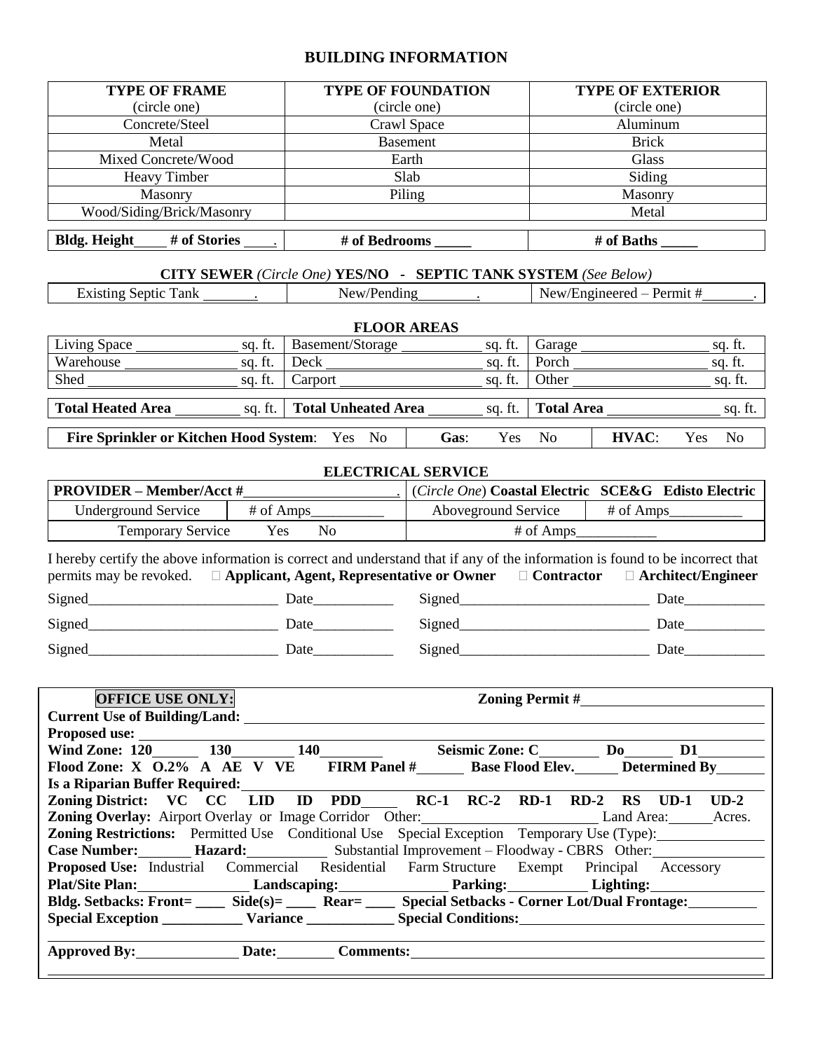## BUILDING INFORMATION

| TYPE OF FRAME (circle one) | TYPE OF FOUNDATION (circle one) | TYPE OF EXTERIOR (circle one) |
|---|---|---|
| Concrete/Steel | Crawl Space | Aluminum |
| Metal | Basement | Brick |
| Mixed Concrete/Wood | Earth | Glass |
| Heavy Timber | Slab | Siding |
| Masonry | Piling | Masonry |
| Wood/Siding/Brick/Masonry | | Metal |

| | | |
|---|---|---|
| **Bldg. Height**____ **# of Stories** ____. | **# of Bedrooms** _____ | **# of Baths** _____ |

**CITY SEWER** *(Circle One)* **YES/NO - SEPTIC TANK SYSTEM** *(See Below)*

| | | |
|---|---|---|
| Existing Septic Tank _______. | New/Pending________. | New/Engineered – Permit #_______. |

**FLOOR AREAS**

| | | |
|---|---|---|
| Living Space ______________ sq. ft. | Basement/Storage ___________ sq. ft. | Garage _________________ sq. ft. |
| Warehouse _______________ sq. ft. | Deck _____________________ sq. ft. | Porch __________________ sq. ft. |
| Shed ____________________ sq. ft. | Carport ___________________ sq. ft. | Other ___________________ sq. ft. |
| **Total Heated Area** _________ sq. ft. | **Total Unheated Area** ________ sq. ft. | **Total Area** _______________ sq. ft. |

| | | |
|---|---|---|
| **Fire Sprinkler or Kitchen Hood System**: Yes No | **Gas**: Yes No | **HVAC**: Yes No |

**ELECTRICAL SERVICE**

| | | | |
|---|---|---|---|
| **PROVIDER – Member/Acct #**_____________________. | | (*Circle One*) **Coastal Electric SCE&G Edisto Electric** | |
| Underground Service | # of Amps__________ | Aboveground Service | # of Amps__________ |
| Temporary Service Yes No | | # of Amps___________ | |

I hereby certify the above information is correct and understand that if any of the information is found to be incorrect that permits may be revoked. ☐ **Applicant, Agent, Representative or Owner** ☐ **Contractor** ☐ **Architect/Engineer**

Signed__________________________ Date___________ Signed__________________________ Date___________

Signed__________________________ Date___________ Signed__________________________ Date___________

Signed__________________________ Date___________ Signed__________________________ Date___________

**OFFICE USE ONLY:** **Zoning Permit #**________________________

**Current Use of Building/Land:** ________________________________________________

**Proposed use:** ________________________________________________

**Wind Zone: 120**______ **130**________ **140**________ **Seismic Zone: C**________ **Do**______ **D1**________

**Flood Zone: X O.2% A AE V VE FIRM Panel #**______ **Base Flood Elev.**______ **Determined By**_______

**Is a Riparian Buffer Required:**________________________________________________

**Zoning District: VC CC LID ID PDD**_____ **RC-1 RC-2 RD-1 RD-2 RS UD-1 UD-2**

**Zoning Overlay:** Airport Overlay or Image Corridor Other:________________________ Land Area:______Acres.

**Zoning Restrictions:** Permitted Use Conditional Use Special Exception Temporary Use (Type):______________

**Case Number:**_______ **Hazard:**__________ Substantial Improvement – Floodway - CBRS Other:______________

**Proposed Use:** Industrial Commercial Residential Farm Structure Exempt Principal Accessory

**Plat/Site Plan:**_______________ **Landscaping:**_______________ **Parking:**__________ **Lighting:**_______________

**Bldg. Setbacks: Front=** ____ **Side(s)=** ____ **Rear=** ____ **Special Setbacks - Corner Lot/Dual Frontage:**_________

**Special Exception** ___________ **Variance** ____________ **Special Conditions:**________________________________

________________________________________________________________________________

**Approved By:**______________ **Date:**________ **Comments:**________________________________________

________________________________________________________________________________